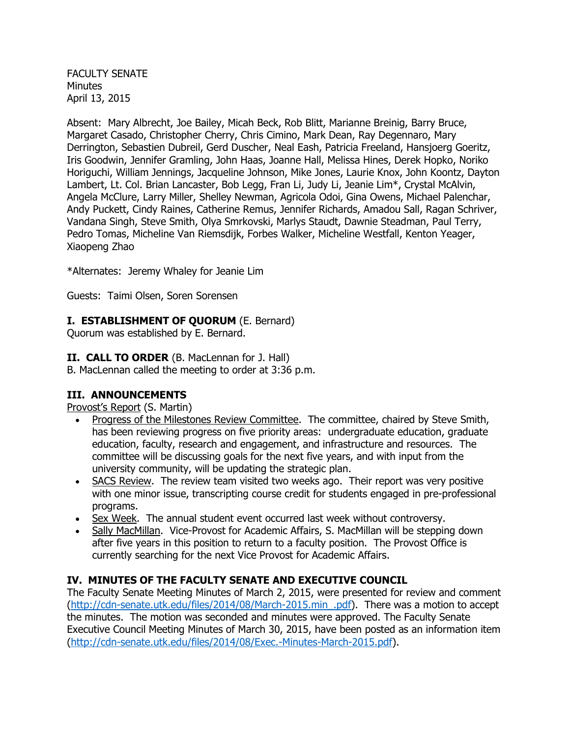FACULTY SENATE
Minutes
April 13, 2015

Absent: Mary Albrecht, Joe Bailey, Micah Beck, Rob Blitt, Marianne Breinig, Barry Bruce, Margaret Casado, Christopher Cherry, Chris Cimino, Mark Dean, Ray Degennaro, Mary Derrington, Sebastien Dubreil, Gerd Duscher, Neal Eash, Patricia Freeland, Hansjoerg Goeritz, Iris Goodwin, Jennifer Gramling, John Haas, Joanne Hall, Melissa Hines, Derek Hopko, Noriko Horiguchi, William Jennings, Jacqueline Johnson, Mike Jones, Laurie Knox, John Koontz, Dayton Lambert, Lt. Col. Brian Lancaster, Bob Legg, Fran Li, Judy Li, Jeanie Lim*, Crystal McAlvin, Angela McClure, Larry Miller, Shelley Newman, Agricola Odoi, Gina Owens, Michael Palenchar, Andy Puckett, Cindy Raines, Catherine Remus, Jennifer Richards, Amadou Sall, Ragan Schriver, Vandana Singh, Steve Smith, Olya Smrkovski, Marlys Staudt, Dawnie Steadman, Paul Terry, Pedro Tomas, Micheline Van Riemsdijk, Forbes Walker, Micheline Westfall, Kenton Yeager, Xiaopeng Zhao

*Alternates: Jeremy Whaley for Jeanie Lim

Guests: Taimi Olsen, Soren Sorensen

## I. ESTABLISHMENT OF QUORUM (E. Bernard)

Quorum was established by E. Bernard.

## II. CALL TO ORDER (B. MacLennan for J. Hall)

B. MacLennan called the meeting to order at 3:36 p.m.

## III. ANNOUNCEMENTS

Provost's Report (S. Martin)

- Progress of the Milestones Review Committee. The committee, chaired by Steve Smith, has been reviewing progress on five priority areas: undergraduate education, graduate education, faculty, research and engagement, and infrastructure and resources. The committee will be discussing goals for the next five years, and with input from the university community, will be updating the strategic plan.
- SACS Review. The review team visited two weeks ago. Their report was very positive with one minor issue, transcripting course credit for students engaged in pre-professional programs.
- Sex Week. The annual student event occurred last week without controversy.
- Sally MacMillan. Vice-Provost for Academic Affairs, S. MacMillan will be stepping down after five years in this position to return to a faculty position. The Provost Office is currently searching for the next Vice Provost for Academic Affairs.

## IV. MINUTES OF THE FACULTY SENATE AND EXECUTIVE COUNCIL

The Faculty Senate Meeting Minutes of March 2, 2015, were presented for review and comment (http://cdn-senate.utk.edu/files/2014/08/March-2015.min_.pdf). There was a motion to accept the minutes. The motion was seconded and minutes were approved. The Faculty Senate Executive Council Meeting Minutes of March 30, 2015, have been posted as an information item (http://cdn-senate.utk.edu/files/2014/08/Exec.-Minutes-March-2015.pdf).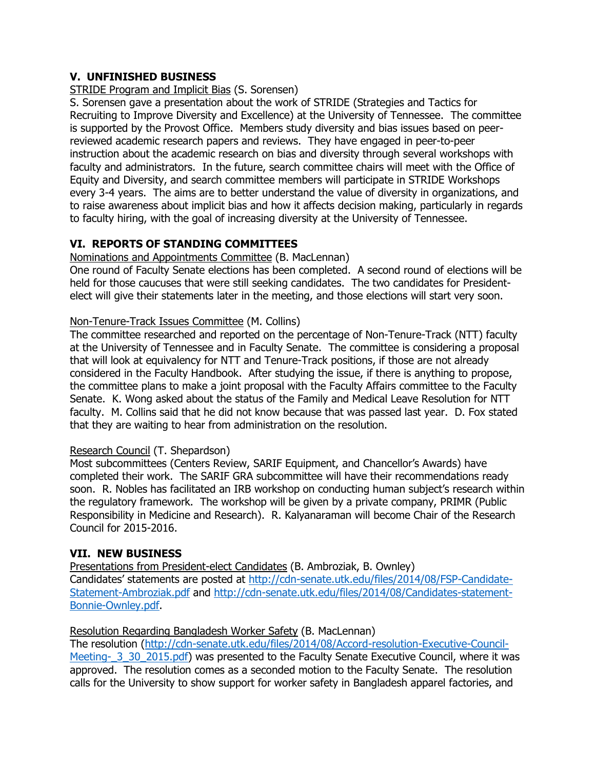## V. UNFINISHED BUSINESS

STRIDE Program and Implicit Bias (S. Sorensen)

S. Sorensen gave a presentation about the work of STRIDE (Strategies and Tactics for Recruiting to Improve Diversity and Excellence) at the University of Tennessee. The committee is supported by the Provost Office. Members study diversity and bias issues based on peer-reviewed academic research papers and reviews. They have engaged in peer-to-peer instruction about the academic research on bias and diversity through several workshops with faculty and administrators. In the future, search committee chairs will meet with the Office of Equity and Diversity, and search committee members will participate in STRIDE Workshops every 3-4 years. The aims are to better understand the value of diversity in organizations, and to raise awareness about implicit bias and how it affects decision making, particularly in regards to faculty hiring, with the goal of increasing diversity at the University of Tennessee.

## VI. REPORTS OF STANDING COMMITTEES

Nominations and Appointments Committee (B. MacLennan)

One round of Faculty Senate elections has been completed. A second round of elections will be held for those caucuses that were still seeking candidates. The two candidates for President-elect will give their statements later in the meeting, and those elections will start very soon.

Non-Tenure-Track Issues Committee (M. Collins)

The committee researched and reported on the percentage of Non-Tenure-Track (NTT) faculty at the University of Tennessee and in Faculty Senate. The committee is considering a proposal that will look at equivalency for NTT and Tenure-Track positions, if those are not already considered in the Faculty Handbook. After studying the issue, if there is anything to propose, the committee plans to make a joint proposal with the Faculty Affairs committee to the Faculty Senate. K. Wong asked about the status of the Family and Medical Leave Resolution for NTT faculty. M. Collins said that he did not know because that was passed last year. D. Fox stated that they are waiting to hear from administration on the resolution.

Research Council (T. Shepardson)

Most subcommittees (Centers Review, SARIF Equipment, and Chancellor's Awards) have completed their work. The SARIF GRA subcommittee will have their recommendations ready soon. R. Nobles has facilitated an IRB workshop on conducting human subject's research within the regulatory framework. The workshop will be given by a private company, PRIMR (Public Responsibility in Medicine and Research). R. Kalyanaraman will become Chair of the Research Council for 2015-2016.

## VII. NEW BUSINESS

Presentations from President-elect Candidates (B. Ambroziak, B. Ownley)

Candidates' statements are posted at http://cdn-senate.utk.edu/files/2014/08/FSP-Candidate-Statement-Ambroziak.pdf and http://cdn-senate.utk.edu/files/2014/08/Candidates-statement-Bonnie-Ownley.pdf.

Resolution Regarding Bangladesh Worker Safety (B. MacLennan)

The resolution (http://cdn-senate.utk.edu/files/2014/08/Accord-resolution-Executive-Council-Meeting-_3_30_2015.pdf) was presented to the Faculty Senate Executive Council, where it was approved. The resolution comes as a seconded motion to the Faculty Senate. The resolution calls for the University to show support for worker safety in Bangladesh apparel factories, and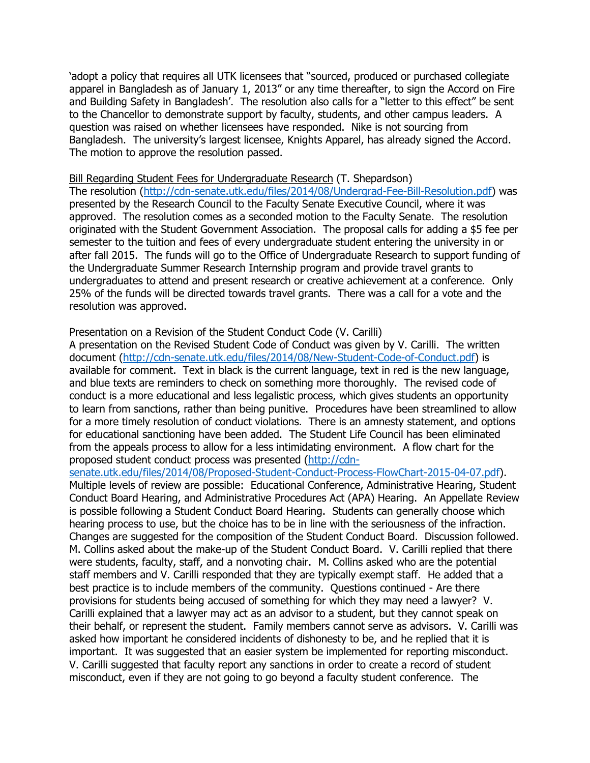'adopt a policy that requires all UTK licensees that "sourced, produced or purchased collegiate apparel in Bangladesh as of January 1, 2013" or any time thereafter, to sign the Accord on Fire and Building Safety in Bangladesh'. The resolution also calls for a "letter to this effect" be sent to the Chancellor to demonstrate support by faculty, students, and other campus leaders. A question was raised on whether licensees have responded. Nike is not sourcing from Bangladesh. The university's largest licensee, Knights Apparel, has already signed the Accord. The motion to approve the resolution passed.

Bill Regarding Student Fees for Undergraduate Research (T. Shepardson)
The resolution (http://cdn-senate.utk.edu/files/2014/08/Undergrad-Fee-Bill-Resolution.pdf) was presented by the Research Council to the Faculty Senate Executive Council, where it was approved. The resolution comes as a seconded motion to the Faculty Senate. The resolution originated with the Student Government Association. The proposal calls for adding a $5 fee per semester to the tuition and fees of every undergraduate student entering the university in or after fall 2015. The funds will go to the Office of Undergraduate Research to support funding of the Undergraduate Summer Research Internship program and provide travel grants to undergraduates to attend and present research or creative achievement at a conference. Only 25% of the funds will be directed towards travel grants. There was a call for a vote and the resolution was approved.

Presentation on a Revision of the Student Conduct Code (V. Carilli)
A presentation on the Revised Student Code of Conduct was given by V. Carilli. The written document (http://cdn-senate.utk.edu/files/2014/08/New-Student-Code-of-Conduct.pdf) is available for comment. Text in black is the current language, text in red is the new language, and blue texts are reminders to check on something more thoroughly. The revised code of conduct is a more educational and less legalistic process, which gives students an opportunity to learn from sanctions, rather than being punitive. Procedures have been streamlined to allow for a more timely resolution of conduct violations. There is an amnesty statement, and options for educational sanctioning have been added. The Student Life Council has been eliminated from the appeals process to allow for a less intimidating environment. A flow chart for the proposed student conduct process was presented (http://cdn-senate.utk.edu/files/2014/08/Proposed-Student-Conduct-Process-FlowChart-2015-04-07.pdf). Multiple levels of review are possible: Educational Conference, Administrative Hearing, Student Conduct Board Hearing, and Administrative Procedures Act (APA) Hearing. An Appellate Review is possible following a Student Conduct Board Hearing. Students can generally choose which hearing process to use, but the choice has to be in line with the seriousness of the infraction. Changes are suggested for the composition of the Student Conduct Board. Discussion followed. M. Collins asked about the make-up of the Student Conduct Board. V. Carilli replied that there were students, faculty, staff, and a nonvoting chair. M. Collins asked who are the potential staff members and V. Carilli responded that they are typically exempt staff. He added that a best practice is to include members of the community. Questions continued - Are there provisions for students being accused of something for which they may need a lawyer? V. Carilli explained that a lawyer may act as an advisor to a student, but they cannot speak on their behalf, or represent the student. Family members cannot serve as advisors. V. Carilli was asked how important he considered incidents of dishonesty to be, and he replied that it is important. It was suggested that an easier system be implemented for reporting misconduct. V. Carilli suggested that faculty report any sanctions in order to create a record of student misconduct, even if they are not going to go beyond a faculty student conference. The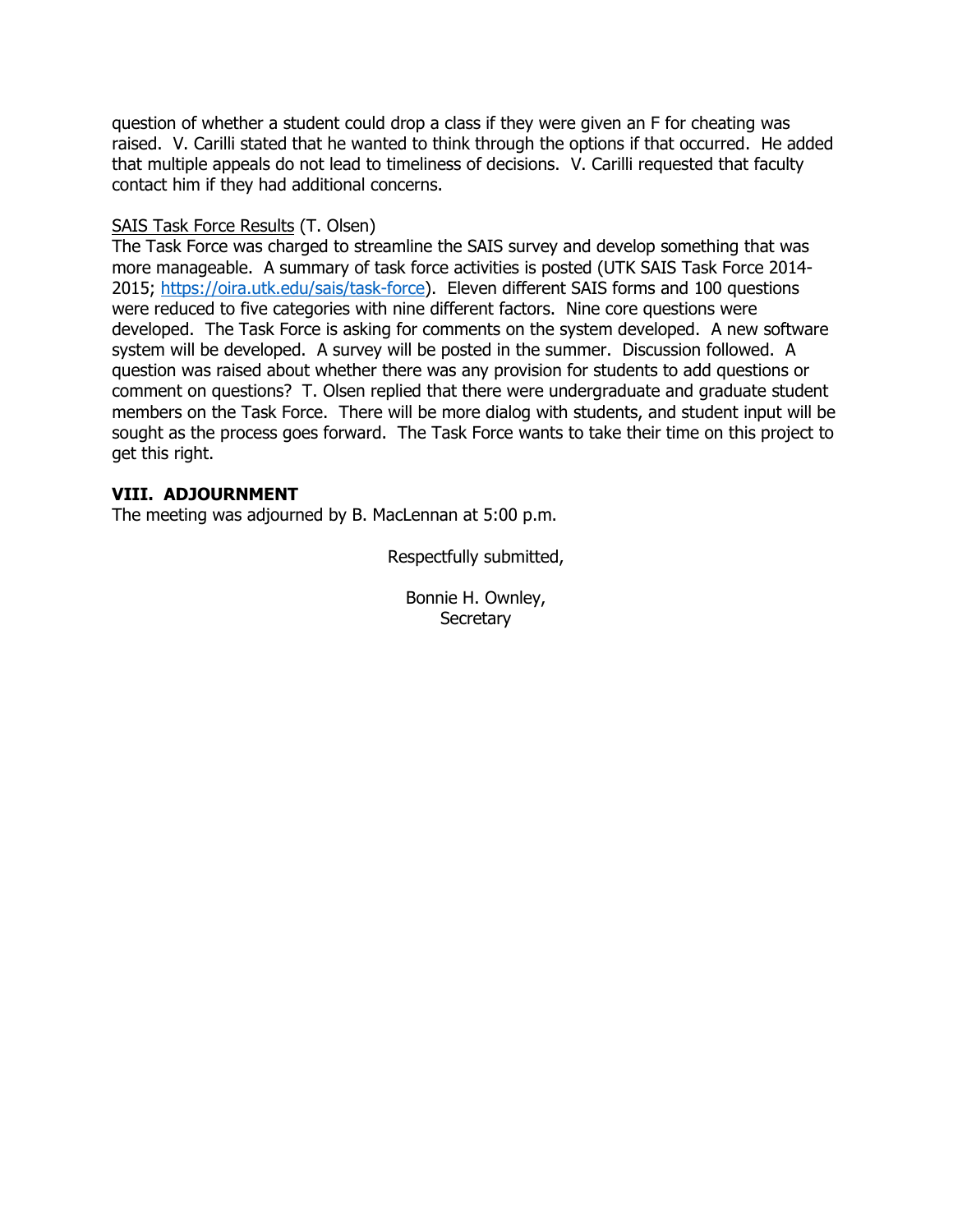question of whether a student could drop a class if they were given an F for cheating was raised. V. Carilli stated that he wanted to think through the options if that occurred. He added that multiple appeals do not lead to timeliness of decisions. V. Carilli requested that faculty contact him if they had additional concerns.

SAIS Task Force Results (T. Olsen)
The Task Force was charged to streamline the SAIS survey and develop something that was more manageable. A summary of task force activities is posted (UTK SAIS Task Force 2014-2015; [https://oira.utk.edu/sais/task-force](https://oira.utk.edu/sais/task-force)). Eleven different SAIS forms and 100 questions were reduced to five categories with nine different factors. Nine core questions were developed. The Task Force is asking for comments on the system developed. A new software system will be developed. A survey will be posted in the summer. Discussion followed. A question was raised about whether there was any provision for students to add questions or comment on questions? T. Olsen replied that there were undergraduate and graduate student members on the Task Force. There will be more dialog with students, and student input will be sought as the process goes forward. The Task Force wants to take their time on this project to get this right.

## VIII. ADJOURNMENT

The meeting was adjourned by B. MacLennan at 5:00 p.m.

Respectfully submitted,

Bonnie H. Ownley,
Secretary